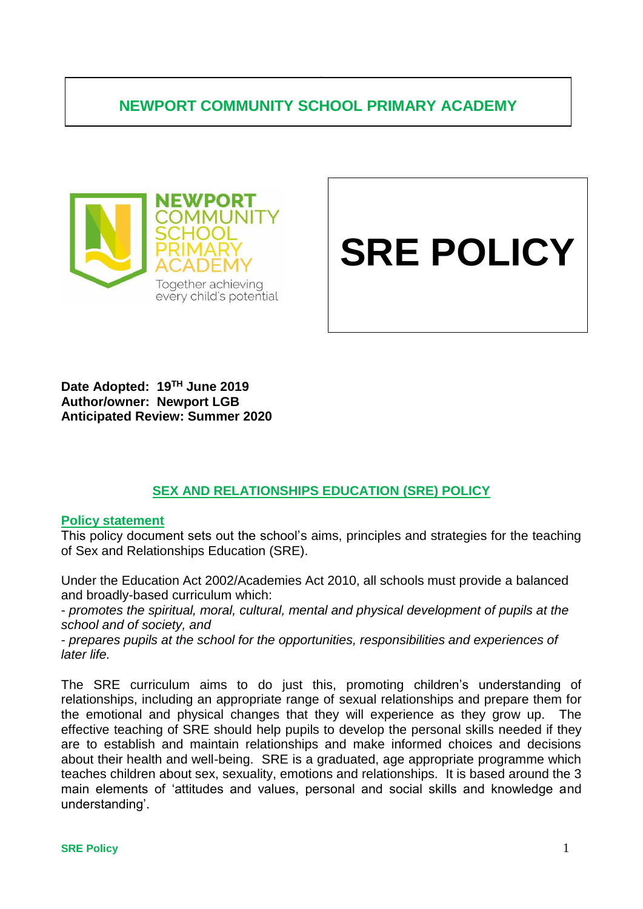# NEWPORT COMMUNITY SCHOOL PRIMARY ACADEMY

NEWPORT COMMUNITY SCHOOL PRIMARY ACADEMY

Together achieving every child's potential

# SRE POLICY

**Date Adopted: 19TH June 2019**
**Author/owner: Newport LGB**
**Anticipated Review: Summer 2020**

## SEX AND RELATIONSHIPS EDUCATION (SRE) POLICY

### Policy statement

This policy document sets out the school's aims, principles and strategies for the teaching of Sex and Relationships Education (SRE).

Under the Education Act 2002/Academies Act 2010, all schools must provide a balanced and broadly-based curriculum which:

- *promotes the spiritual, moral, cultural, mental and physical development of pupils at the school and of society, and*
- *prepares pupils at the school for the opportunities, responsibilities and experiences of later life.*

The SRE curriculum aims to do just this, promoting children's understanding of relationships, including an appropriate range of sexual relationships and prepare them for the emotional and physical changes that they will experience as they grow up. The effective teaching of SRE should help pupils to develop the personal skills needed if they are to establish and maintain relationships and make informed choices and decisions about their health and well-being. SRE is a graduated, age appropriate programme which teaches children about sex, sexuality, emotions and relationships. It is based around the 3 main elements of 'attitudes and values, personal and social skills and knowledge and understanding'.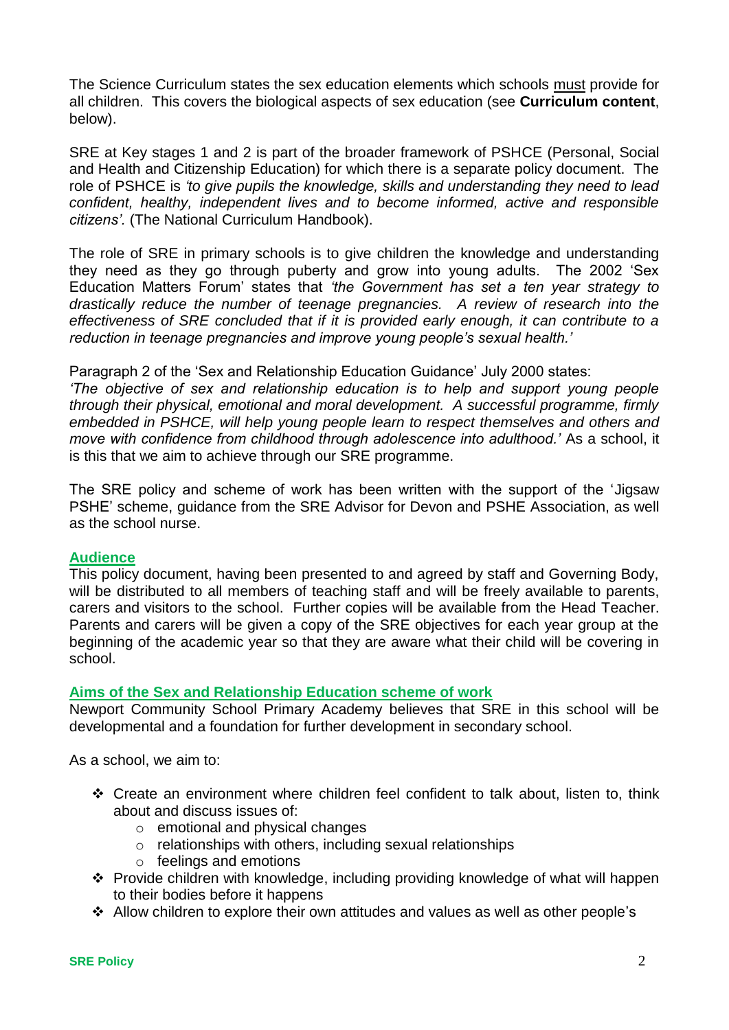The Science Curriculum states the sex education elements which schools <u>must</u> provide for all children. This covers the biological aspects of sex education (see **Curriculum content**, below).

SRE at Key stages 1 and 2 is part of the broader framework of PSHCE (Personal, Social and Health and Citizenship Education) for which there is a separate policy document. The role of PSHCE is *'to give pupils the knowledge, skills and understanding they need to lead confident, healthy, independent lives and to become informed, active and responsible citizens'.* (The National Curriculum Handbook).

The role of SRE in primary schools is to give children the knowledge and understanding they need as they go through puberty and grow into young adults. The 2002 'Sex Education Matters Forum' states that *'the Government has set a ten year strategy to drastically reduce the number of teenage pregnancies. A review of research into the effectiveness of SRE concluded that if it is provided early enough, it can contribute to a reduction in teenage pregnancies and improve young people's sexual health.'*

Paragraph 2 of the 'Sex and Relationship Education Guidance' July 2000 states:
*'The objective of sex and relationship education is to help and support young people through their physical, emotional and moral development. A successful programme, firmly embedded in PSHCE, will help young people learn to respect themselves and others and move with confidence from childhood through adolescence into adulthood.'* As a school, it is this that we aim to achieve through our SRE programme.

The SRE policy and scheme of work has been written with the support of the 'Jigsaw PSHE' scheme, guidance from the SRE Advisor for Devon and PSHE Association, as well as the school nurse.

## Audience

This policy document, having been presented to and agreed by staff and Governing Body, will be distributed to all members of teaching staff and will be freely available to parents, carers and visitors to the school. Further copies will be available from the Head Teacher. Parents and carers will be given a copy of the SRE objectives for each year group at the beginning of the academic year so that they are aware what their child will be covering in school.

## Aims of the Sex and Relationship Education scheme of work

Newport Community School Primary Academy believes that SRE in this school will be developmental and a foundation for further development in secondary school.

As a school, we aim to:

- Create an environment where children feel confident to talk about, listen to, think about and discuss issues of:
  - emotional and physical changes
  - relationships with others, including sexual relationships
  - feelings and emotions
- Provide children with knowledge, including providing knowledge of what will happen to their bodies before it happens
- Allow children to explore their own attitudes and values as well as other people's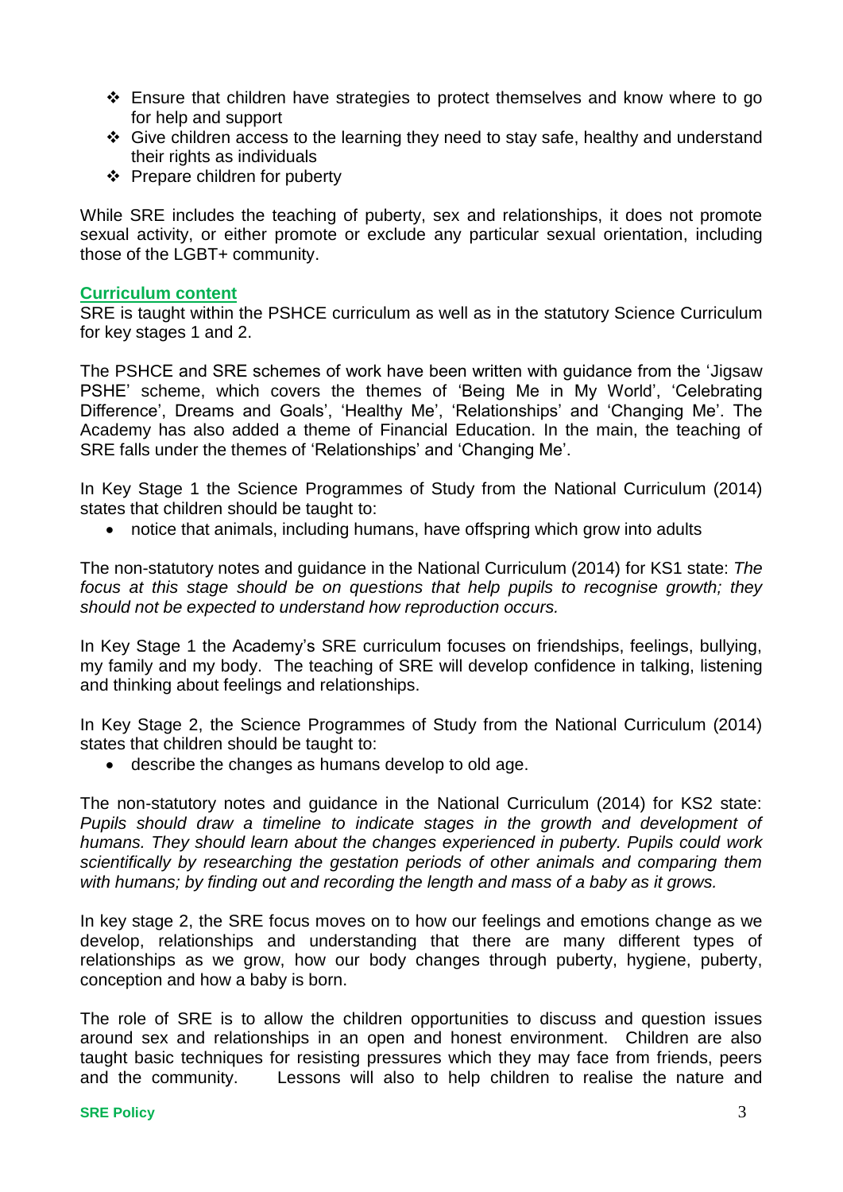- Ensure that children have strategies to protect themselves and know where to go for help and support
- Give children access to the learning they need to stay safe, healthy and understand their rights as individuals
- Prepare children for puberty

While SRE includes the teaching of puberty, sex and relationships, it does not promote sexual activity, or either promote or exclude any particular sexual orientation, including those of the LGBT+ community.

## Curriculum content

SRE is taught within the PSHCE curriculum as well as in the statutory Science Curriculum for key stages 1 and 2.

The PSHCE and SRE schemes of work have been written with guidance from the 'Jigsaw PSHE' scheme, which covers the themes of 'Being Me in My World', 'Celebrating Difference', Dreams and Goals', 'Healthy Me', 'Relationships' and 'Changing Me'. The Academy has also added a theme of Financial Education. In the main, the teaching of SRE falls under the themes of 'Relationships' and 'Changing Me'.

In Key Stage 1 the Science Programmes of Study from the National Curriculum (2014) states that children should be taught to:

- notice that animals, including humans, have offspring which grow into adults

The non-statutory notes and guidance in the National Curriculum (2014) for KS1 state: *The focus at this stage should be on questions that help pupils to recognise growth; they should not be expected to understand how reproduction occurs.*

In Key Stage 1 the Academy's SRE curriculum focuses on friendships, feelings, bullying, my family and my body. The teaching of SRE will develop confidence in talking, listening and thinking about feelings and relationships.

In Key Stage 2, the Science Programmes of Study from the National Curriculum (2014) states that children should be taught to:

- describe the changes as humans develop to old age.

The non-statutory notes and guidance in the National Curriculum (2014) for KS2 state: *Pupils should draw a timeline to indicate stages in the growth and development of humans. They should learn about the changes experienced in puberty. Pupils could work scientifically by researching the gestation periods of other animals and comparing them with humans; by finding out and recording the length and mass of a baby as it grows.*

In key stage 2, the SRE focus moves on to how our feelings and emotions change as we develop, relationships and understanding that there are many different types of relationships as we grow, how our body changes through puberty, hygiene, puberty, conception and how a baby is born.

The role of SRE is to allow the children opportunities to discuss and question issues around sex and relationships in an open and honest environment. Children are also taught basic techniques for resisting pressures which they may face from friends, peers and the community. Lessons will also to help children to realise the nature and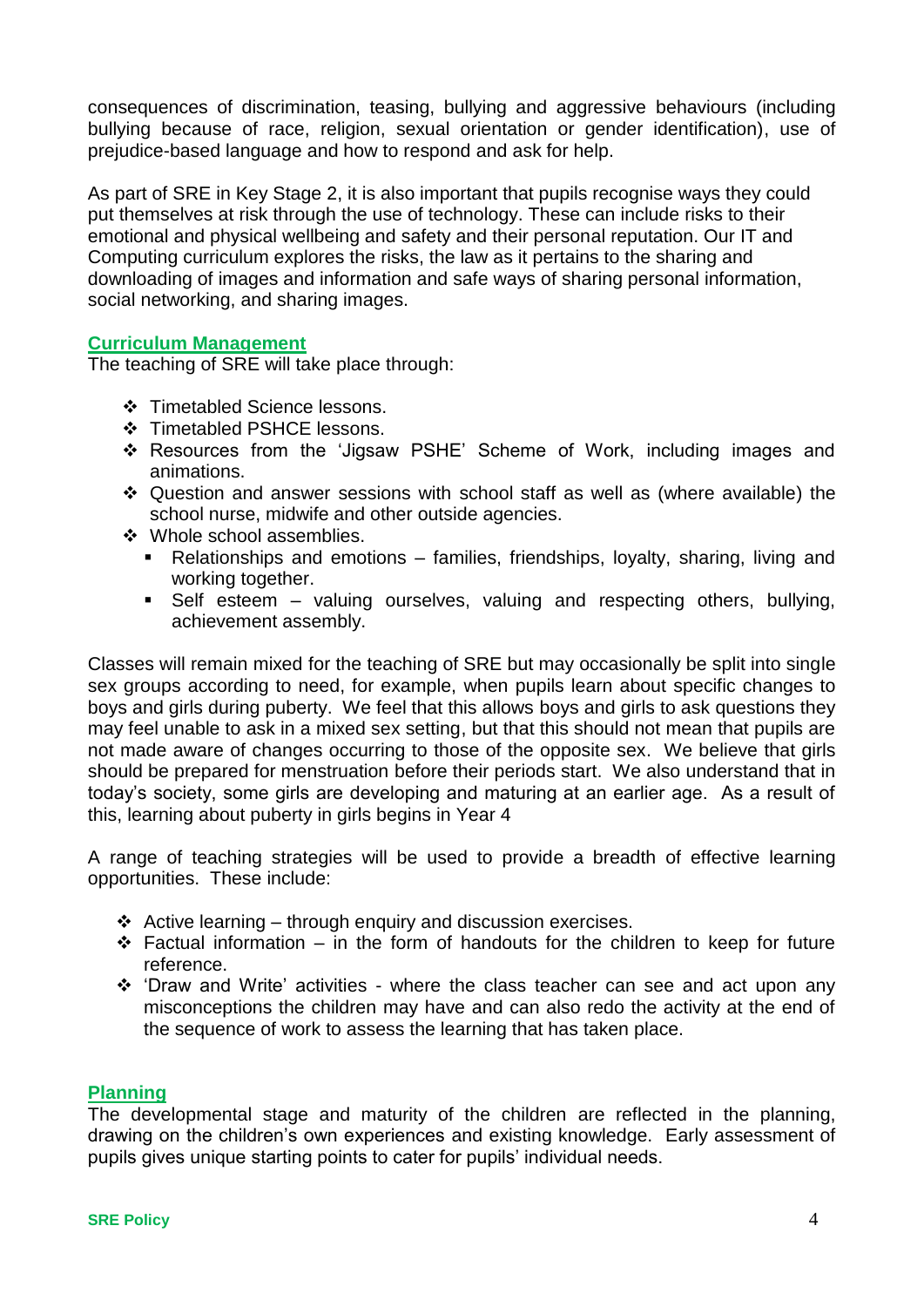consequences of discrimination, teasing, bullying and aggressive behaviours (including bullying because of race, religion, sexual orientation or gender identification), use of prejudice-based language and how to respond and ask for help.

As part of SRE in Key Stage 2, it is also important that pupils recognise ways they could put themselves at risk through the use of technology. These can include risks to their emotional and physical wellbeing and safety and their personal reputation. Our IT and Computing curriculum explores the risks, the law as it pertains to the sharing and downloading of images and information and safe ways of sharing personal information, social networking, and sharing images.

## Curriculum Management

The teaching of SRE will take place through:

- Timetabled Science lessons.
- Timetabled PSHCE lessons.
- Resources from the 'Jigsaw PSHE' Scheme of Work, including images and animations.
- Question and answer sessions with school staff as well as (where available) the school nurse, midwife and other outside agencies.
- Whole school assemblies.
  - Relationships and emotions – families, friendships, loyalty, sharing, living and working together.
  - Self esteem – valuing ourselves, valuing and respecting others, bullying, achievement assembly.

Classes will remain mixed for the teaching of SRE but may occasionally be split into single sex groups according to need, for example, when pupils learn about specific changes to boys and girls during puberty. We feel that this allows boys and girls to ask questions they may feel unable to ask in a mixed sex setting, but that this should not mean that pupils are not made aware of changes occurring to those of the opposite sex. We believe that girls should be prepared for menstruation before their periods start. We also understand that in today's society, some girls are developing and maturing at an earlier age. As a result of this, learning about puberty in girls begins in Year 4

A range of teaching strategies will be used to provide a breadth of effective learning opportunities. These include:

- Active learning – through enquiry and discussion exercises.
- Factual information – in the form of handouts for the children to keep for future reference.
- 'Draw and Write' activities - where the class teacher can see and act upon any misconceptions the children may have and can also redo the activity at the end of the sequence of work to assess the learning that has taken place.

## Planning

The developmental stage and maturity of the children are reflected in the planning, drawing on the children's own experiences and existing knowledge. Early assessment of pupils gives unique starting points to cater for pupils' individual needs.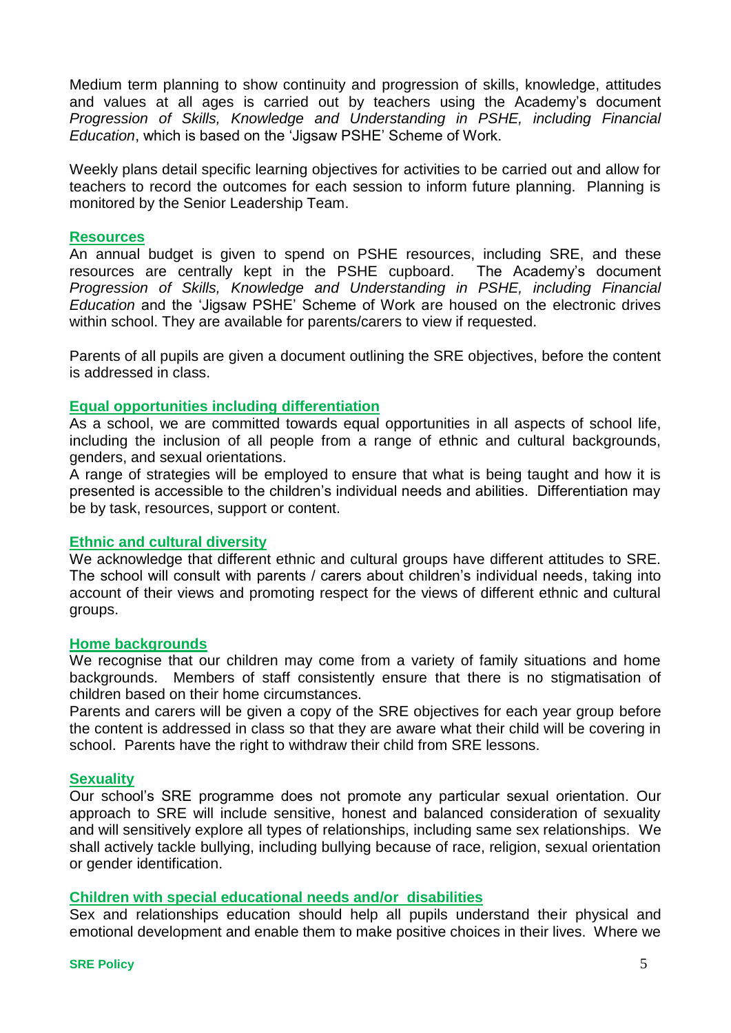Medium term planning to show continuity and progression of skills, knowledge, attitudes and values at all ages is carried out by teachers using the Academy's document *Progression of Skills, Knowledge and Understanding in PSHE, including Financial Education*, which is based on the 'Jigsaw PSHE' Scheme of Work.

Weekly plans detail specific learning objectives for activities to be carried out and allow for teachers to record the outcomes for each session to inform future planning. Planning is monitored by the Senior Leadership Team.

## Resources

An annual budget is given to spend on PSHE resources, including SRE, and these resources are centrally kept in the PSHE cupboard. The Academy's document *Progression of Skills, Knowledge and Understanding in PSHE, including Financial Education* and the 'Jigsaw PSHE' Scheme of Work are housed on the electronic drives within school. They are available for parents/carers to view if requested.

Parents of all pupils are given a document outlining the SRE objectives, before the content is addressed in class.

## Equal opportunities including differentiation

As a school, we are committed towards equal opportunities in all aspects of school life, including the inclusion of all people from a range of ethnic and cultural backgrounds, genders, and sexual orientations.

A range of strategies will be employed to ensure that what is being taught and how it is presented is accessible to the children's individual needs and abilities. Differentiation may be by task, resources, support or content.

## Ethnic and cultural diversity

We acknowledge that different ethnic and cultural groups have different attitudes to SRE. The school will consult with parents / carers about children's individual needs, taking into account of their views and promoting respect for the views of different ethnic and cultural groups.

## Home backgrounds

We recognise that our children may come from a variety of family situations and home backgrounds. Members of staff consistently ensure that there is no stigmatisation of children based on their home circumstances.

Parents and carers will be given a copy of the SRE objectives for each year group before the content is addressed in class so that they are aware what their child will be covering in school. Parents have the right to withdraw their child from SRE lessons.

## Sexuality

Our school's SRE programme does not promote any particular sexual orientation. Our approach to SRE will include sensitive, honest and balanced consideration of sexuality and will sensitively explore all types of relationships, including same sex relationships. We shall actively tackle bullying, including bullying because of race, religion, sexual orientation or gender identification.

## Children with special educational needs and/or disabilities

Sex and relationships education should help all pupils understand their physical and emotional development and enable them to make positive choices in their lives. Where we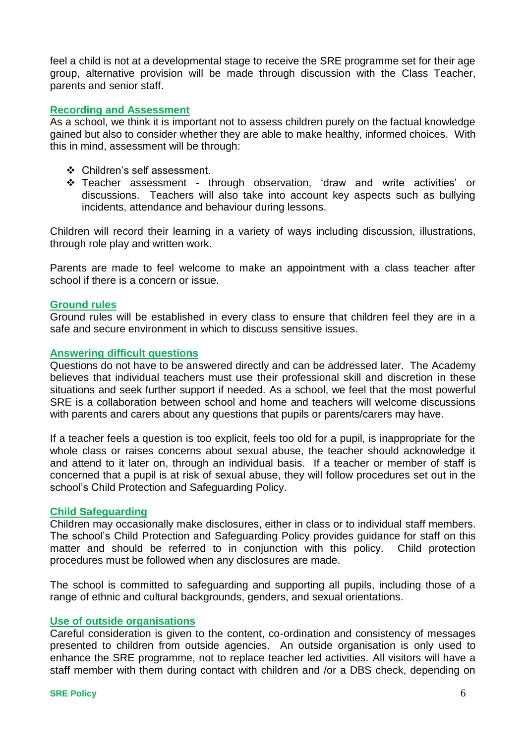feel a child is not at a developmental stage to receive the SRE programme set for their age group, alternative provision will be made through discussion with the Class Teacher, parents and senior staff.

## Recording and Assessment

As a school, we think it is important not to assess children purely on the factual knowledge gained but also to consider whether they are able to make healthy, informed choices. With this in mind, assessment will be through:

- Children's self assessment.
- Teacher assessment - through observation, 'draw and write activities' or discussions. Teachers will also take into account key aspects such as bullying incidents, attendance and behaviour during lessons.

Children will record their learning in a variety of ways including discussion, illustrations, through role play and written work.

Parents are made to feel welcome to make an appointment with a class teacher after school if there is a concern or issue.

## Ground rules

Ground rules will be established in every class to ensure that children feel they are in a safe and secure environment in which to discuss sensitive issues.

## Answering difficult questions

Questions do not have to be answered directly and can be addressed later. The Academy believes that individual teachers must use their professional skill and discretion in these situations and seek further support if needed. As a school, we feel that the most powerful SRE is a collaboration between school and home and teachers will welcome discussions with parents and carers about any questions that pupils or parents/carers may have.

If a teacher feels a question is too explicit, feels too old for a pupil, is inappropriate for the whole class or raises concerns about sexual abuse, the teacher should acknowledge it and attend to it later on, through an individual basis. If a teacher or member of staff is concerned that a pupil is at risk of sexual abuse, they will follow procedures set out in the school's Child Protection and Safeguarding Policy.

## Child Safeguarding

Children may occasionally make disclosures, either in class or to individual staff members. The school's Child Protection and Safeguarding Policy provides guidance for staff on this matter and should be referred to in conjunction with this policy. Child protection procedures must be followed when any disclosures are made.

The school is committed to safeguarding and supporting all pupils, including those of a range of ethnic and cultural backgrounds, genders, and sexual orientations.

## Use of outside organisations

Careful consideration is given to the content, co-ordination and consistency of messages presented to children from outside agencies. An outside organisation is only used to enhance the SRE programme, not to replace teacher led activities. All visitors will have a staff member with them during contact with children and /or a DBS check, depending on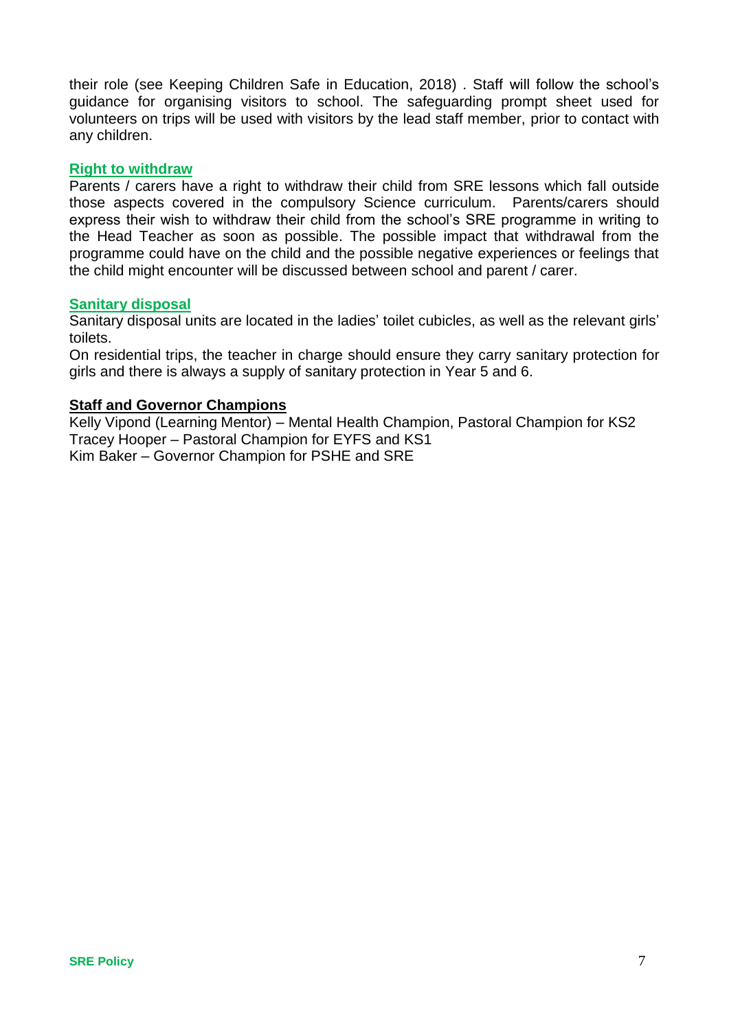their role (see Keeping Children Safe in Education, 2018) . Staff will follow the school's guidance for organising visitors to school. The safeguarding prompt sheet used for volunteers on trips will be used with visitors by the lead staff member, prior to contact with any children.

## Right to withdraw

Parents / carers have a right to withdraw their child from SRE lessons which fall outside those aspects covered in the compulsory Science curriculum. Parents/carers should express their wish to withdraw their child from the school's SRE programme in writing to the Head Teacher as soon as possible. The possible impact that withdrawal from the programme could have on the child and the possible negative experiences or feelings that the child might encounter will be discussed between school and parent / carer.

## Sanitary disposal

Sanitary disposal units are located in the ladies' toilet cubicles, as well as the relevant girls' toilets.

On residential trips, the teacher in charge should ensure they carry sanitary protection for girls and there is always a supply of sanitary protection in Year 5 and 6.

## Staff and Governor Champions

Kelly Vipond (Learning Mentor) – Mental Health Champion, Pastoral Champion for KS2
Tracey Hooper – Pastoral Champion for EYFS and KS1
Kim Baker – Governor Champion for PSHE and SRE